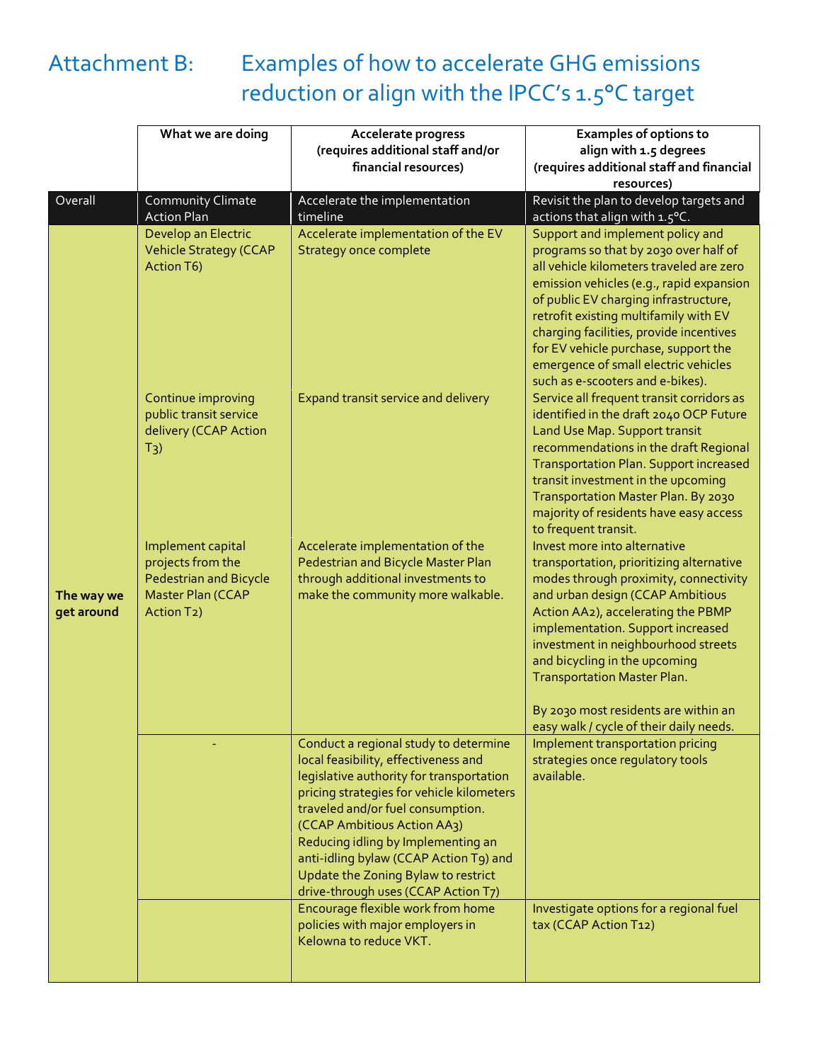# Attachment B: Examples of how to accelerate GHG emissions reduction or align with the IPCC's 1.5°C target

| | What we are doing | Accelerate progress (requires additional staff and/or financial resources) | Examples of options to align with 1.5 degrees (requires additional staff and financial resources) |
|---|---|---|---|
| Overall | Community Climate Action Plan | Accelerate the implementation timeline | Revisit the plan to develop targets and actions that align with 1.5°C. |
| **The way we get around** | Develop an Electric Vehicle Strategy (CCAP Action T6) | Accelerate implementation of the EV Strategy once complete | Support and implement policy and programs so that by 2030 over half of all vehicle kilometers traveled are zero emission vehicles (e.g., rapid expansion of public EV charging infrastructure, retrofit existing multifamily with EV charging facilities, provide incentives for EV vehicle purchase, support the emergence of small electric vehicles such as e-scooters and e-bikes). |
| | Continue improving public transit service delivery (CCAP Action T3) | Expand transit service and delivery | Service all frequent transit corridors as identified in the draft 2040 OCP Future Land Use Map. Support transit recommendations in the draft Regional Transportation Plan. Support increased transit investment in the upcoming Transportation Master Plan. By 2030 majority of residents have easy access to frequent transit. |
| | Implement capital projects from the Pedestrian and Bicycle Master Plan (CCAP Action T2) | Accelerate implementation of the Pedestrian and Bicycle Master Plan through additional investments to make the community more walkable. | Invest more into alternative transportation, prioritizing alternative modes through proximity, connectivity and urban design (CCAP Ambitious Action AA2), accelerating the PBMP implementation. Support increased investment in neighbourhood streets and bicycling in the upcoming Transportation Master Plan.<br><br>By 2030 most residents are within an easy walk / cycle of their daily needs. |
| | - | Conduct a regional study to determine local feasibility, effectiveness and legislative authority for transportation pricing strategies for vehicle kilometers traveled and/or fuel consumption. (CCAP Ambitious Action AA3)<br>Reducing idling by Implementing an anti-idling bylaw (CCAP Action T9) and Update the Zoning Bylaw to restrict drive-through uses (CCAP Action T7) | Implement transportation pricing strategies once regulatory tools available. |
| | | Encourage flexible work from home policies with major employers in Kelowna to reduce VKT. | Investigate options for a regional fuel tax (CCAP Action T12) |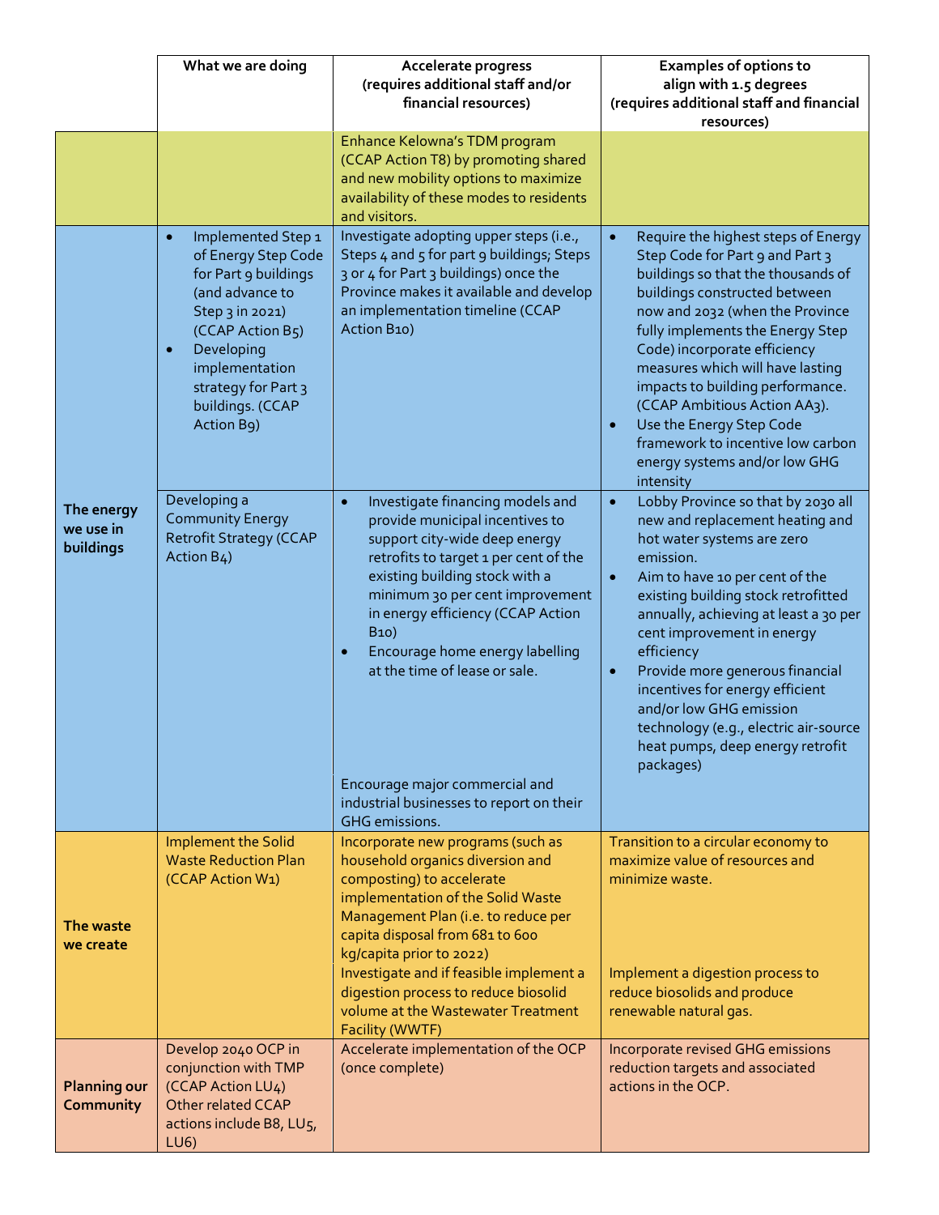| | What we are doing | Accelerate progress (requires additional staff and/or financial resources) | Examples of options to align with 1.5 degrees (requires additional staff and financial resources) |
|---|---|---|---|
| | | Enhance Kelowna's TDM program (CCAP Action T8) by promoting shared and new mobility options to maximize availability of these modes to residents and visitors. | |
| **The energy we use in buildings** | • Implemented Step 1 of Energy Step Code for Part 9 buildings (and advance to Step 3 in 2021) (CCAP Action B5)<br>• Developing implementation strategy for Part 3 buildings. (CCAP Action B9) | Investigate adopting upper steps (i.e., Steps 4 and 5 for part 9 buildings; Steps 3 or 4 for Part 3 buildings) once the Province makes it available and develop an implementation timeline (CCAP Action B10) | • Require the highest steps of Energy Step Code for Part 9 and Part 3 buildings so that the thousands of buildings constructed between now and 2032 (when the Province fully implements the Energy Step Code) incorporate efficiency measures which will have lasting impacts to building performance. (CCAP Ambitious Action AA3).<br>• Use the Energy Step Code framework to incentive low carbon energy systems and/or low GHG intensity |
| | Developing a Community Energy Retrofit Strategy (CCAP Action B4) | • Investigate financing models and provide municipal incentives to support city-wide deep energy retrofits to target 1 per cent of the existing building stock with a minimum 30 per cent improvement in energy efficiency (CCAP Action B10)<br>• Encourage home energy labelling at the time of lease or sale.<br><br>Encourage major commercial and industrial businesses to report on their GHG emissions. | • Lobby Province so that by 2030 all new and replacement heating and hot water systems are zero emission.<br>• Aim to have 10 per cent of the existing building stock retrofitted annually, achieving at least a 30 per cent improvement in energy efficiency<br>• Provide more generous financial incentives for energy efficient and/or low GHG emission technology (e.g., electric air-source heat pumps, deep energy retrofit packages) |
| **The waste we create** | Implement the Solid Waste Reduction Plan (CCAP Action W1) | Incorporate new programs (such as household organics diversion and composting) to accelerate implementation of the Solid Waste Management Plan (i.e. to reduce per capita disposal from 681 to 600 kg/capita prior to 2022)<br>Investigate and if feasible implement a digestion process to reduce biosolid volume at the Wastewater Treatment Facility (WWTF) | Transition to a circular economy to maximize value of resources and minimize waste.<br><br>Implement a digestion process to reduce biosolids and produce renewable natural gas. |
| **Planning our Community** | Develop 2040 OCP in conjunction with TMP (CCAP Action LU4)<br>Other related CCAP actions include B8, LU5, LU6) | Accelerate implementation of the OCP (once complete) | Incorporate revised GHG emissions reduction targets and associated actions in the OCP. |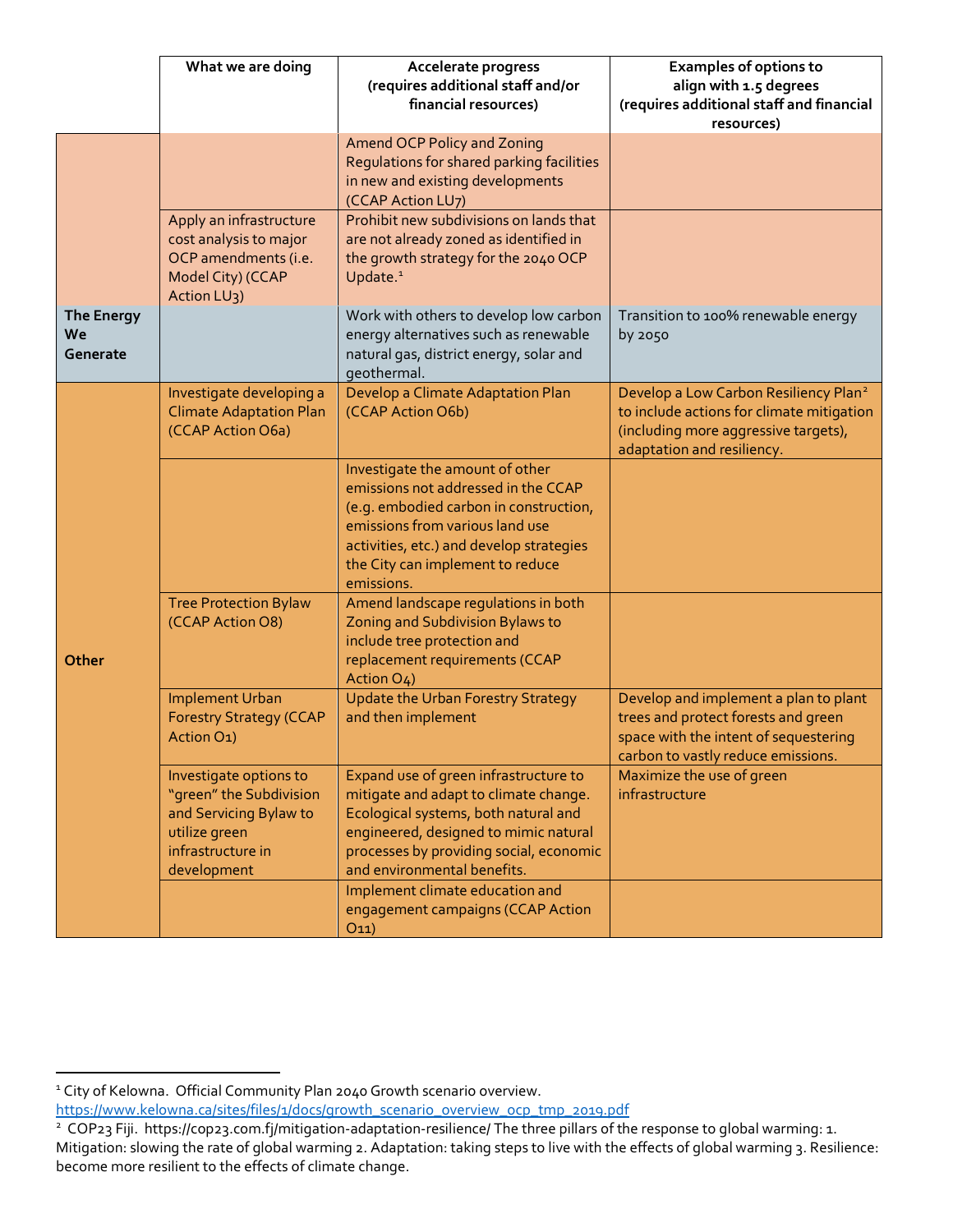| | What we are doing | Accelerate progress (requires additional staff and/or financial resources) | Examples of options to align with 1.5 degrees (requires additional staff and financial resources) |
|---|---|---|---|
| | | Amend OCP Policy and Zoning Regulations for shared parking facilities in new and existing developments (CCAP Action LU7) | |
| | Apply an infrastructure cost analysis to major OCP amendments (i.e. Model City) (CCAP Action LU3) | Prohibit new subdivisions on lands that are not already zoned as identified in the growth strategy for the 2040 OCP Update.[1] | |
| **The Energy We Generate** | | Work with others to develop low carbon energy alternatives such as renewable natural gas, district energy, solar and geothermal. | Transition to 100% renewable energy by 2050 |
| **Other** | Investigate developing a Climate Adaptation Plan (CCAP Action O6a) | Develop a Climate Adaptation Plan (CCAP Action O6b) | Develop a Low Carbon Resiliency Plan[2] to include actions for climate mitigation (including more aggressive targets), adaptation and resiliency. |
| | | Investigate the amount of other emissions not addressed in the CCAP (e.g. embodied carbon in construction, emissions from various land use activities, etc.) and develop strategies the City can implement to reduce emissions. | |
| | Tree Protection Bylaw (CCAP Action O8) | Amend landscape regulations in both Zoning and Subdivision Bylaws to include tree protection and replacement requirements (CCAP Action O4) | |
| | Implement Urban Forestry Strategy (CCAP Action O1) | Update the Urban Forestry Strategy and then implement | Develop and implement a plan to plant trees and protect forests and green space with the intent of sequestering carbon to vastly reduce emissions. |
| | Investigate options to "green" the Subdivision and Servicing Bylaw to utilize green infrastructure in development | Expand use of green infrastructure to mitigate and adapt to climate change. Ecological systems, both natural and engineered, designed to mimic natural processes by providing social, economic and environmental benefits. | Maximize the use of green infrastructure |
| | | Implement climate education and engagement campaigns (CCAP Action O11) | |

[1] City of Kelowna. Official Community Plan 2040 Growth scenario overview. https://www.kelowna.ca/sites/files/1/docs/growth_scenario_overview_ocp_tmp_2019.pdf

[2] COP23 Fiji. https://cop23.com.fj/mitigation-adaptation-resilience/ The three pillars of the response to global warming: 1. Mitigation: slowing the rate of global warming 2. Adaptation: taking steps to live with the effects of global warming 3. Resilience: become more resilient to the effects of climate change.